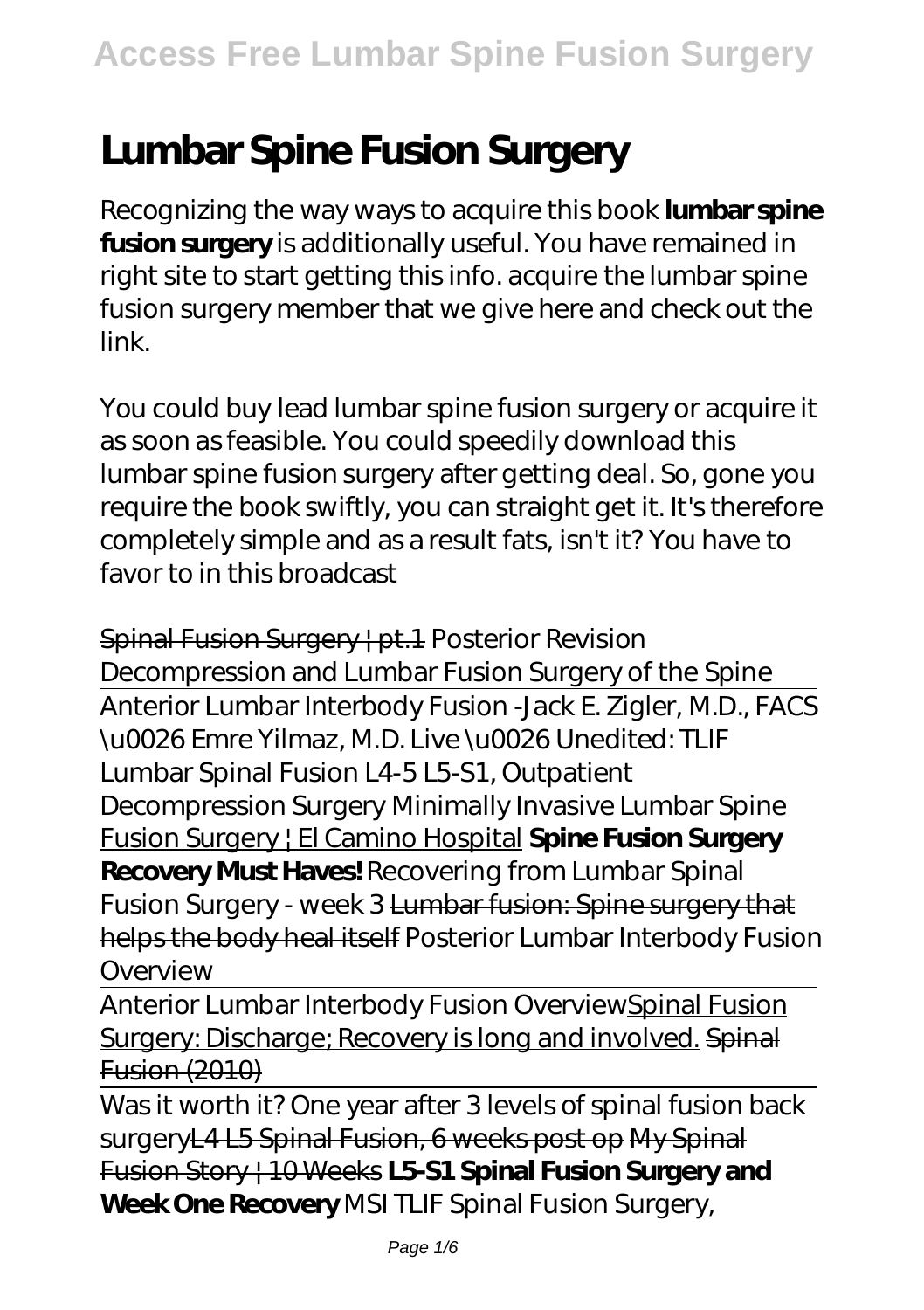# Lumbar Spine Fusion Surgery

Recognizing the way ways to acquire this book **lumbar spine fusion surgery** is additionally useful. You have remained in right site to start getting this info. acquire the lumbar spine fusion surgery member that we give here and check out the link.

You could buy lead lumbar spine fusion surgery or acquire it as soon as feasible. You could speedily download this lumbar spine fusion surgery after getting deal. So, gone you require the book swiftly, you can straight get it. It's therefore completely simple and as a result fats, isn't it? You have to favor to in this broadcast

Spinal Fusion Surgery | pt.1 *Posterior Revision Decompression and Lumbar Fusion Surgery of the Spine*

Anterior Lumbar Interbody Fusion -Jack E. Zigler, M.D., FACS \u0026 Emre Yilmaz, M.D. *Live \u0026 Unedited: TLIF Lumbar Spinal Fusion L4-5 L5-S1, Outpatient Decompression Surgery* Minimally Invasive Lumbar Spine Fusion Surgery | El Camino Hospital **Spine Fusion Surgery Recovery Must Haves!** *Recovering from Lumbar Spinal Fusion Surgery - week 3* Lumbar fusion: Spine surgery that helps the body heal itself *Posterior Lumbar Interbody Fusion Overview*

Anterior Lumbar Interbody Fusion OverviewSpinal Fusion Surgery: Discharge; Recovery is long and involved. Spinal Fusion (2010)

Was it worth it? One year after 3 levels of spinal fusion back surgeryL4 L5 Spinal Fusion, 6 weeks post op My Spinal Fusion Story | 10 Weeks **L5-S1 Spinal Fusion Surgery and Week One Recovery** *MSI TLIF Spinal Fusion Surgery,*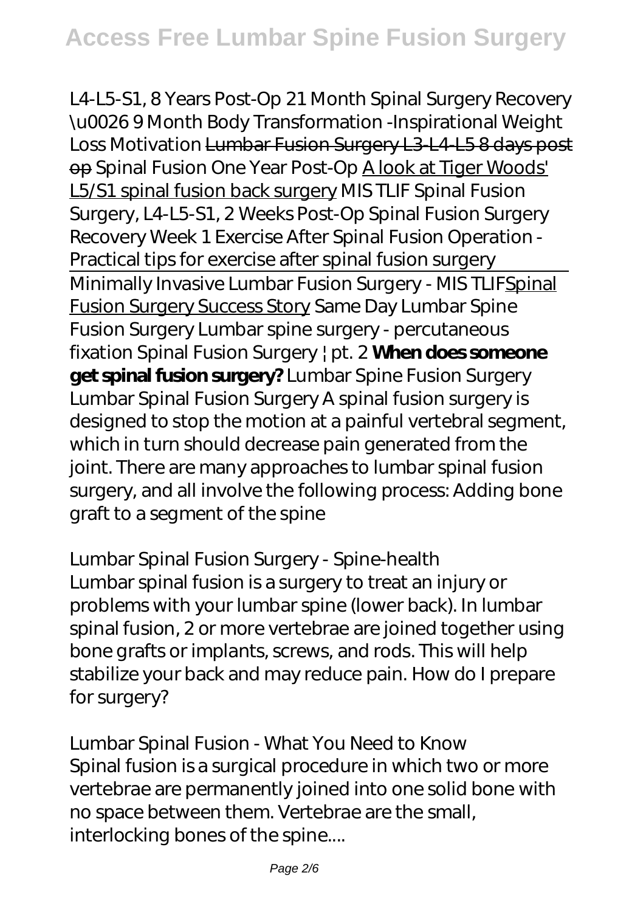*L4-L5-S1, 8 Years Post-Op 21 Month Spinal Surgery Recovery \u0026 9 Month Body Transformation -Inspirational Weight Loss Motivation* ~~Lumbar Fusion Surgery L3-L4-L5 8 days post op~~ *Spinal Fusion One Year Post-Op* A look at Tiger Woods' L5/S1 spinal fusion back surgery *MIS TLIF Spinal Fusion Surgery, L4-L5-S1, 2 Weeks Post-Op Spinal Fusion Surgery Recovery Week 1 Exercise After Spinal Fusion Operation - Practical tips for exercise after spinal fusion surgery*

Minimally Invasive Lumbar Fusion Surgery - MIS TLIFSpinal Fusion Surgery Success Story *Same Day Lumbar Spine Fusion Surgery Lumbar spine surgery - percutaneous fixation Spinal Fusion Surgery | pt. 2* **When does someone get spinal fusion surgery?** *Lumbar Spine Fusion Surgery*

Lumbar Spinal Fusion Surgery A spinal fusion surgery is designed to stop the motion at a painful vertebral segment, which in turn should decrease pain generated from the joint. There are many approaches to lumbar spinal fusion surgery, and all involve the following process: Adding bone graft to a segment of the spine

*Lumbar Spinal Fusion Surgery - Spine-health*

Lumbar spinal fusion is a surgery to treat an injury or problems with your lumbar spine (lower back). In lumbar spinal fusion, 2 or more vertebrae are joined together using bone grafts or implants, screws, and rods. This will help stabilize your back and may reduce pain. How do I prepare for surgery?

*Lumbar Spinal Fusion - What You Need to Know*

Spinal fusion is a surgical procedure in which two or more vertebrae are permanently joined into one solid bone with no space between them. Vertebrae are the small, interlocking bones of the spine....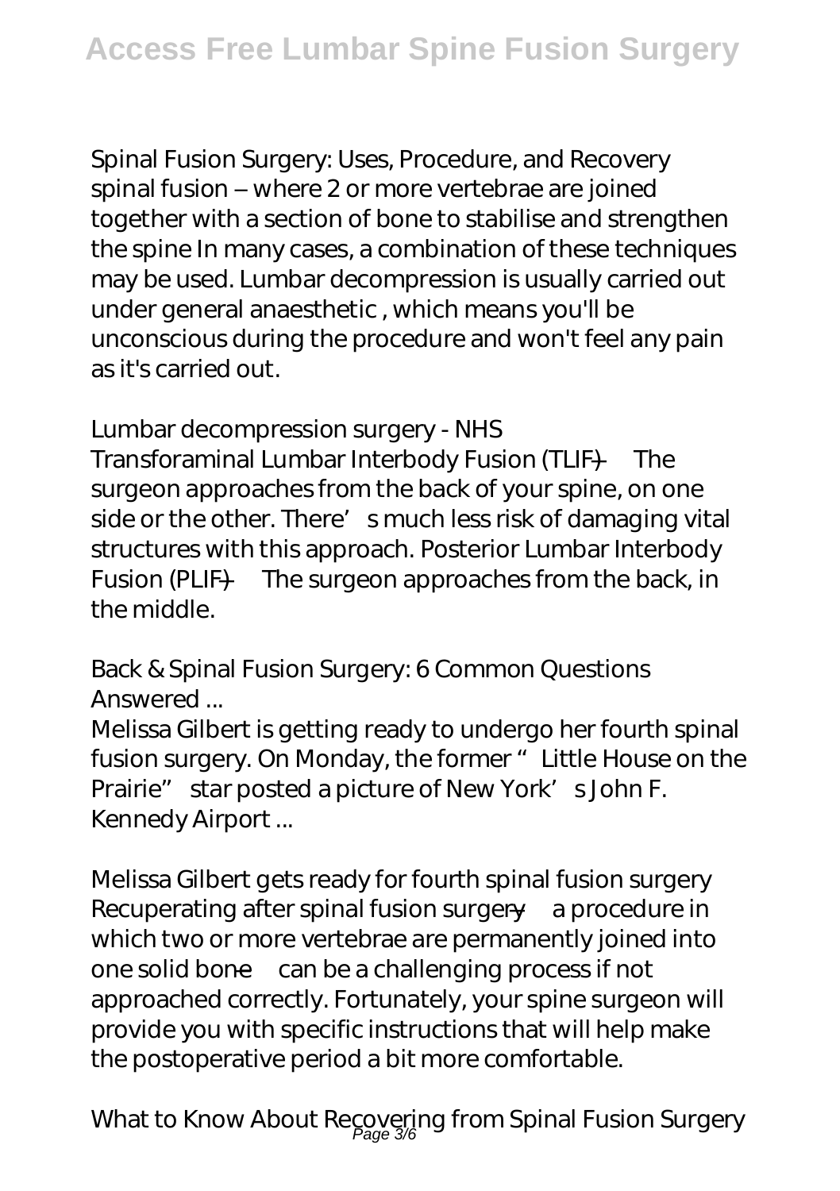Spinal Fusion Surgery: Uses, Procedure, and Recovery

spinal fusion – where 2 or more vertebrae are joined together with a section of bone to stabilise and strengthen the spine In many cases, a combination of these techniques may be used. Lumbar decompression is usually carried out under general anaesthetic , which means you'll be unconscious during the procedure and won't feel any pain as it's carried out.

*Lumbar decompression surgery - NHS*

Transforaminal Lumbar Interbody Fusion (TLIF) — The surgeon approaches from the back of your spine, on one side or the other. There's much less risk of damaging vital structures with this approach. Posterior Lumbar Interbody Fusion (PLIF) — The surgeon approaches from the back, in the middle.

*Back & Spinal Fusion Surgery: 6 Common Questions Answered ...*

Melissa Gilbert is getting ready to undergo her fourth spinal fusion surgery. On Monday, the former "Little House on the Prairie" star posted a picture of New York's John F. Kennedy Airport ...

*Melissa Gilbert gets ready for fourth spinal fusion surgery*

Recuperating after spinal fusion surgery—a procedure in which two or more vertebrae are permanently joined into one solid bone—can be a challenging process if not approached correctly. Fortunately, your spine surgeon will provide you with specific instructions that will help make the postoperative period a bit more comfortable.

*What to Know About Recovering from Spinal Fusion Surgery*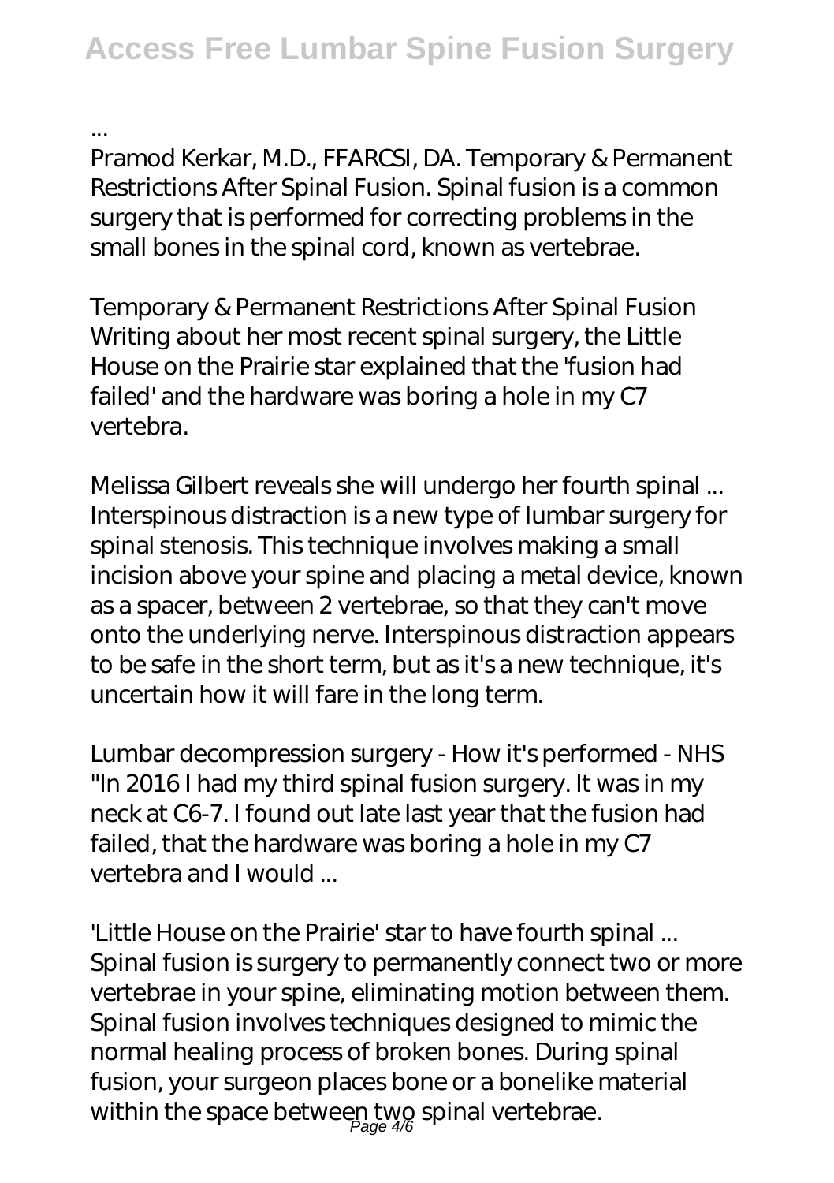...

Pramod Kerkar, M.D., FFARCSI, DA. Temporary & Permanent Restrictions After Spinal Fusion. Spinal fusion is a common surgery that is performed for correcting problems in the small bones in the spinal cord, known as vertebrae.

*Temporary & Permanent Restrictions After Spinal Fusion*
Writing about her most recent spinal surgery, the Little House on the Prairie star explained that the 'fusion had failed' and the hardware was boring a hole in my C7 vertebra.

*Melissa Gilbert reveals she will undergo her fourth spinal ...*
Interspinous distraction is a new type of lumbar surgery for spinal stenosis. This technique involves making a small incision above your spine and placing a metal device, known as a spacer, between 2 vertebrae, so that they can't move onto the underlying nerve. Interspinous distraction appears to be safe in the short term, but as it's a new technique, it's uncertain how it will fare in the long term.

*Lumbar decompression surgery - How it's performed - NHS*
"In 2016 I had my third spinal fusion surgery. It was in my neck at C6-7. I found out late last year that the fusion had failed, that the hardware was boring a hole in my C7 vertebra and I would ...

*'Little House on the Prairie' star to have fourth spinal ...*
Spinal fusion is surgery to permanently connect two or more vertebrae in your spine, eliminating motion between them. Spinal fusion involves techniques designed to mimic the normal healing process of broken bones. During spinal fusion, your surgeon places bone or a bonelike material within the space between two spinal vertebrae.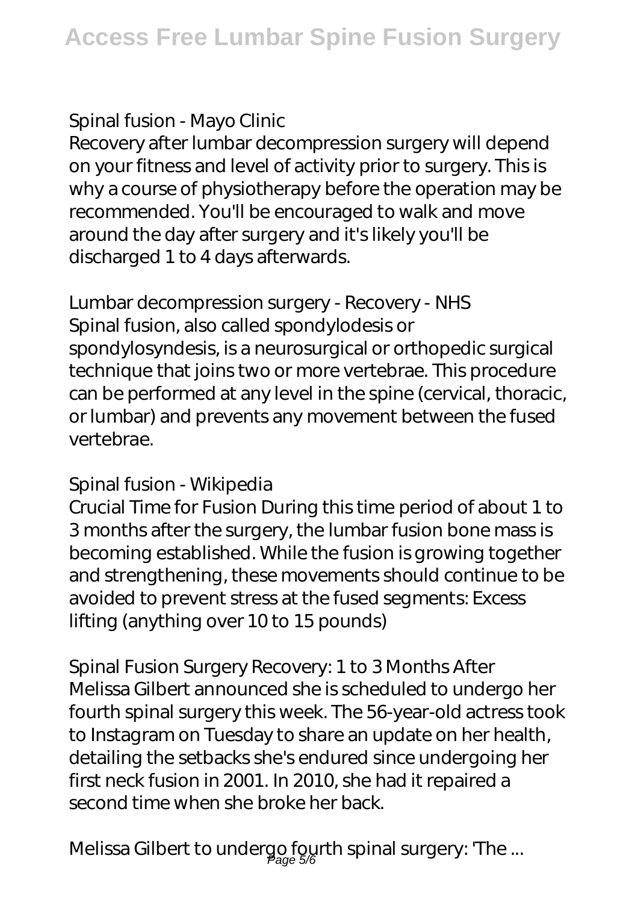*Spinal fusion - Mayo Clinic*

Recovery after lumbar decompression surgery will depend on your fitness and level of activity prior to surgery. This is why a course of physiotherapy before the operation may be recommended. You'll be encouraged to walk and move around the day after surgery and it's likely you'll be discharged 1 to 4 days afterwards.

*Lumbar decompression surgery - Recovery - NHS*

Spinal fusion, also called spondylodesis or spondylosyndesis, is a neurosurgical or orthopedic surgical technique that joins two or more vertebrae. This procedure can be performed at any level in the spine (cervical, thoracic, or lumbar) and prevents any movement between the fused vertebrae.

*Spinal fusion - Wikipedia*

Crucial Time for Fusion During this time period of about 1 to 3 months after the surgery, the lumbar fusion bone mass is becoming established. While the fusion is growing together and strengthening, these movements should continue to be avoided to prevent stress at the fused segments: Excess lifting (anything over 10 to 15 pounds)

*Spinal Fusion Surgery Recovery: 1 to 3 Months After*

Melissa Gilbert announced she is scheduled to undergo her fourth spinal surgery this week. The 56-year-old actress took to Instagram on Tuesday to share an update on her health, detailing the setbacks she's endured since undergoing her first neck fusion in 2001. In 2010, she had it repaired a second time when she broke her back.

*Melissa Gilbert to undergo fourth spinal surgery: 'The ...*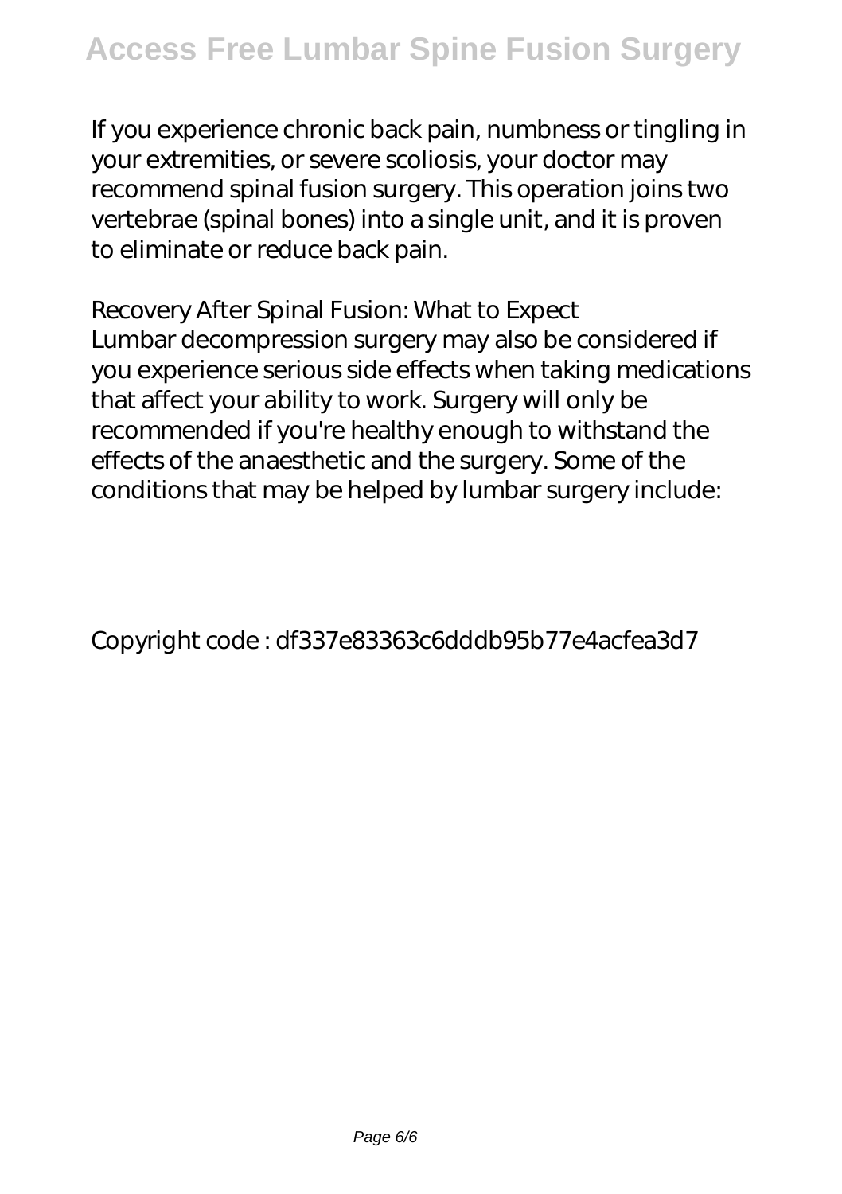If you experience chronic back pain, numbness or tingling in your extremities, or severe scoliosis, your doctor may recommend spinal fusion surgery. This operation joins two vertebrae (spinal bones) into a single unit, and it is proven to eliminate or reduce back pain.

Recovery After Spinal Fusion: What to Expect

Lumbar decompression surgery may also be considered if you experience serious side effects when taking medications that affect your ability to work. Surgery will only be recommended if you're healthy enough to withstand the effects of the anaesthetic and the surgery. Some of the conditions that may be helped by lumbar surgery include:

Copyright code : df337e83363c6dddb95b77e4acfea3d7